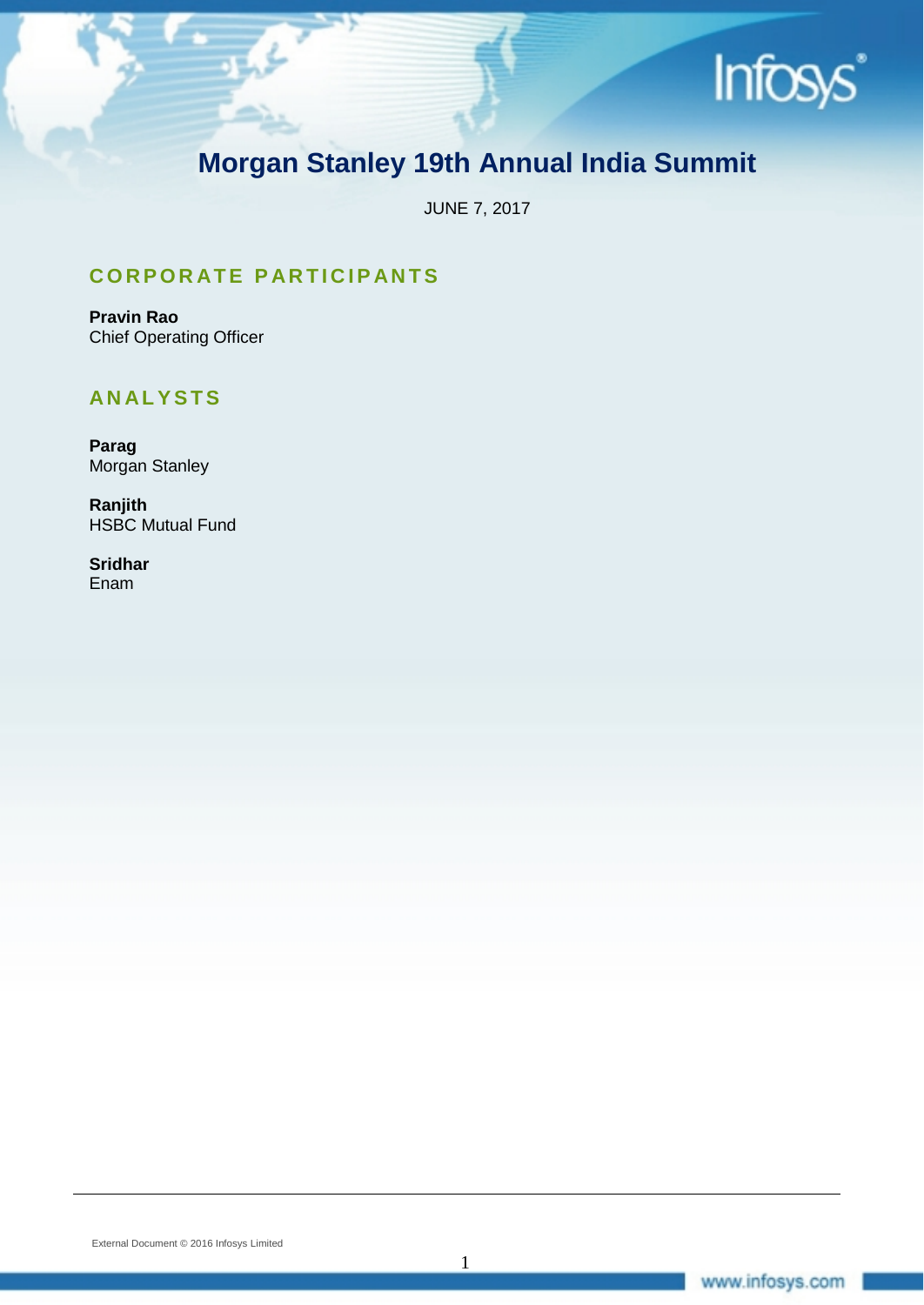# Morgan Stanley 19th Annual India Summit

JUNE 7, 2017

## CORPORATE PARTICIPANTS

**Pravin Rao**
Chief Operating Officer

## ANALYSTS

**Parag**
Morgan Stanley

**Ranjith**
HSBC Mutual Fund

**Sridhar**
Enam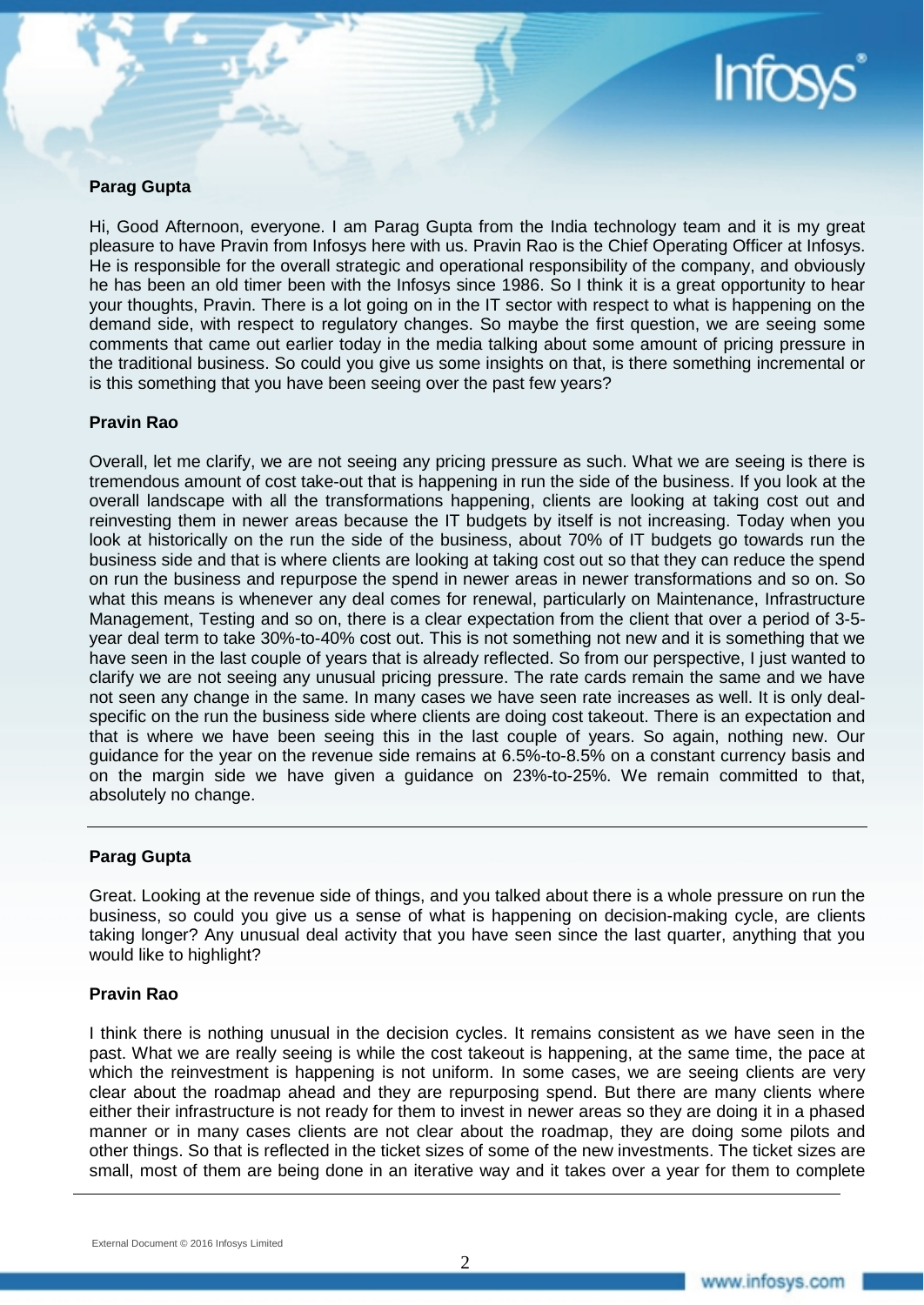**Parag Gupta**

Hi, Good Afternoon, everyone. I am Parag Gupta from the India technology team and it is my great pleasure to have Pravin from Infosys here with us. Pravin Rao is the Chief Operating Officer at Infosys. He is responsible for the overall strategic and operational responsibility of the company, and obviously he has been an old timer been with the Infosys since 1986. So I think it is a great opportunity to hear your thoughts, Pravin. There is a lot going on in the IT sector with respect to what is happening on the demand side, with respect to regulatory changes. So maybe the first question, we are seeing some comments that came out earlier today in the media talking about some amount of pricing pressure in the traditional business. So could you give us some insights on that, is there something incremental or is this something that you have been seeing over the past few years?

**Pravin Rao**

Overall, let me clarify, we are not seeing any pricing pressure as such. What we are seeing is there is tremendous amount of cost take-out that is happening in run the side of the business. If you look at the overall landscape with all the transformations happening, clients are looking at taking cost out and reinvesting them in newer areas because the IT budgets by itself is not increasing. Today when you look at historically on the run the side of the business, about 70% of IT budgets go towards run the business side and that is where clients are looking at taking cost out so that they can reduce the spend on run the business and repurpose the spend in newer areas in newer transformations and so on. So what this means is whenever any deal comes for renewal, particularly on Maintenance, Infrastructure Management, Testing and so on, there is a clear expectation from the client that over a period of 3-5-year deal term to take 30%-to-40% cost out. This is not something not new and it is something that we have seen in the last couple of years that is already reflected. So from our perspective, I just wanted to clarify we are not seeing any unusual pricing pressure. The rate cards remain the same and we have not seen any change in the same. In many cases we have seen rate increases as well. It is only deal-specific on the run the business side where clients are doing cost takeout. There is an expectation and that is where we have been seeing this in the last couple of years. So again, nothing new. Our guidance for the year on the revenue side remains at 6.5%-to-8.5% on a constant currency basis and on the margin side we have given a guidance on 23%-to-25%. We remain committed to that, absolutely no change.

---

**Parag Gupta**

Great. Looking at the revenue side of things, and you talked about there is a whole pressure on run the business, so could you give us a sense of what is happening on decision-making cycle, are clients taking longer? Any unusual deal activity that you have seen since the last quarter, anything that you would like to highlight?

**Pravin Rao**

I think there is nothing unusual in the decision cycles. It remains consistent as we have seen in the past. What we are really seeing is while the cost takeout is happening, at the same time, the pace at which the reinvestment is happening is not uniform. In some cases, we are seeing clients are very clear about the roadmap ahead and they are repurposing spend. But there are many clients where either their infrastructure is not ready for them to invest in newer areas so they are doing it in a phased manner or in many cases clients are not clear about the roadmap, they are doing some pilots and other things. So that is reflected in the ticket sizes of some of the new investments. The ticket sizes are small, most of them are being done in an iterative way and it takes over a year for them to complete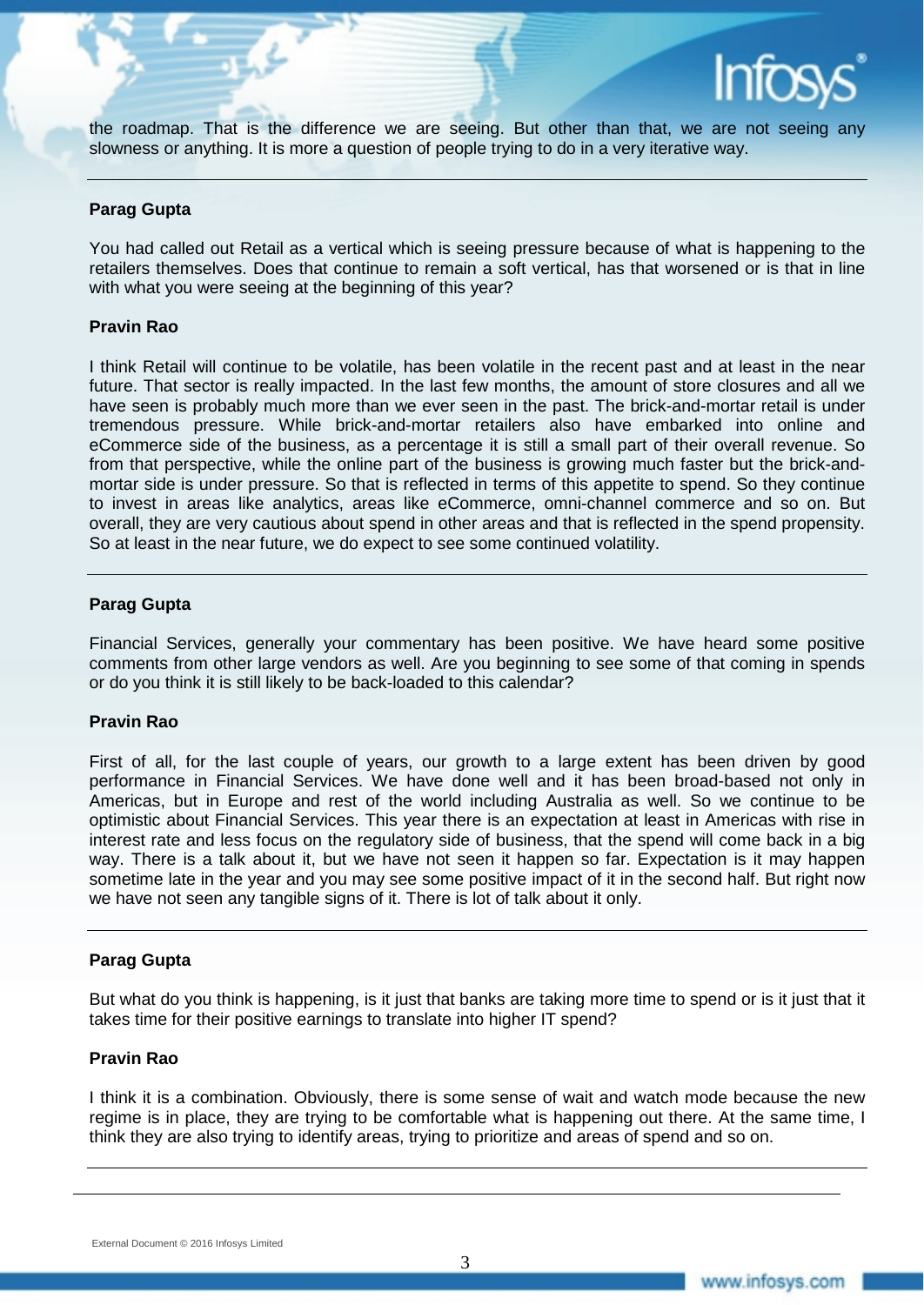the roadmap. That is the difference we are seeing. But other than that, we are not seeing any slowness or anything. It is more a question of people trying to do in a very iterative way.

---

**Parag Gupta**

You had called out Retail as a vertical which is seeing pressure because of what is happening to the retailers themselves. Does that continue to remain a soft vertical, has that worsened or is that in line with what you were seeing at the beginning of this year?

**Pravin Rao**

I think Retail will continue to be volatile, has been volatile in the recent past and at least in the near future. That sector is really impacted. In the last few months, the amount of store closures and all we have seen is probably much more than we ever seen in the past. The brick-and-mortar retail is under tremendous pressure. While brick-and-mortar retailers also have embarked into online and eCommerce side of the business, as a percentage it is still a small part of their overall revenue. So from that perspective, while the online part of the business is growing much faster but the brick-and-mortar side is under pressure. So that is reflected in terms of this appetite to spend. So they continue to invest in areas like analytics, areas like eCommerce, omni-channel commerce and so on. But overall, they are very cautious about spend in other areas and that is reflected in the spend propensity. So at least in the near future, we do expect to see some continued volatility.

---

**Parag Gupta**

Financial Services, generally your commentary has been positive. We have heard some positive comments from other large vendors as well. Are you beginning to see some of that coming in spends or do you think it is still likely to be back-loaded to this calendar?

**Pravin Rao**

First of all, for the last couple of years, our growth to a large extent has been driven by good performance in Financial Services. We have done well and it has been broad-based not only in Americas, but in Europe and rest of the world including Australia as well. So we continue to be optimistic about Financial Services. This year there is an expectation at least in Americas with rise in interest rate and less focus on the regulatory side of business, that the spend will come back in a big way. There is a talk about it, but we have not seen it happen so far. Expectation is it may happen sometime late in the year and you may see some positive impact of it in the second half. But right now we have not seen any tangible signs of it. There is lot of talk about it only.

---

**Parag Gupta**

But what do you think is happening, is it just that banks are taking more time to spend or is it just that it takes time for their positive earnings to translate into higher IT spend?

**Pravin Rao**

I think it is a combination. Obviously, there is some sense of wait and watch mode because the new regime is in place, they are trying to be comfortable what is happening out there. At the same time, I think they are also trying to identify areas, trying to prioritize and areas of spend and so on.

---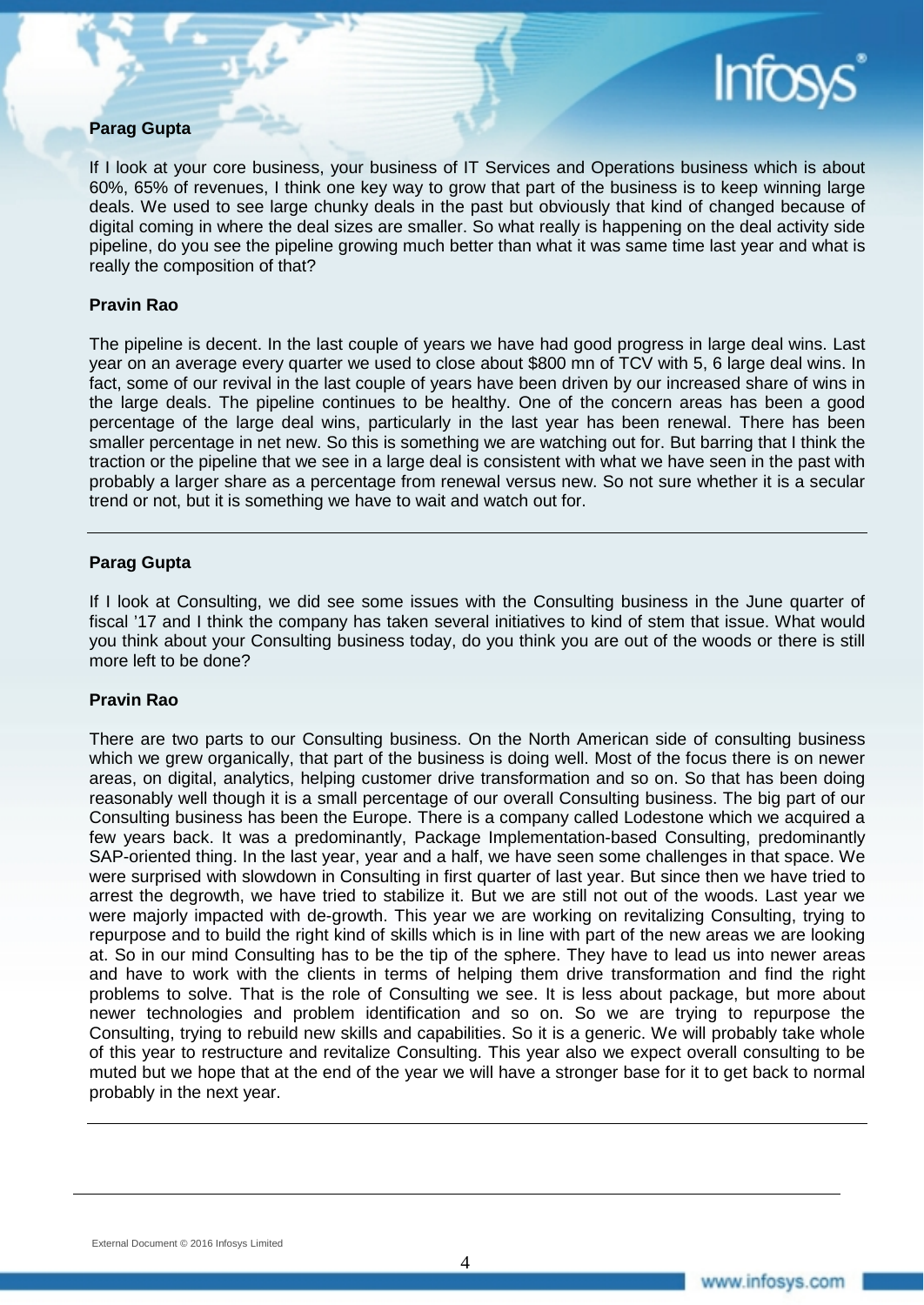**Parag Gupta**

If I look at your core business, your business of IT Services and Operations business which is about 60%, 65% of revenues, I think one key way to grow that part of the business is to keep winning large deals. We used to see large chunky deals in the past but obviously that kind of changed because of digital coming in where the deal sizes are smaller. So what really is happening on the deal activity side pipeline, do you see the pipeline growing much better than what it was same time last year and what is really the composition of that?

**Pravin Rao**

The pipeline is decent. In the last couple of years we have had good progress in large deal wins. Last year on an average every quarter we used to close about $800 mn of TCV with 5, 6 large deal wins. In fact, some of our revival in the last couple of years have been driven by our increased share of wins in the large deals. The pipeline continues to be healthy. One of the concern areas has been a good percentage of the large deal wins, particularly in the last year has been renewal. There has been smaller percentage in net new. So this is something we are watching out for. But barring that I think the traction or the pipeline that we see in a large deal is consistent with what we have seen in the past with probably a larger share as a percentage from renewal versus new. So not sure whether it is a secular trend or not, but it is something we have to wait and watch out for.

---

**Parag Gupta**

If I look at Consulting, we did see some issues with the Consulting business in the June quarter of fiscal '17 and I think the company has taken several initiatives to kind of stem that issue. What would you think about your Consulting business today, do you think you are out of the woods or there is still more left to be done?

**Pravin Rao**

There are two parts to our Consulting business. On the North American side of consulting business which we grew organically, that part of the business is doing well. Most of the focus there is on newer areas, on digital, analytics, helping customer drive transformation and so on. So that has been doing reasonably well though it is a small percentage of our overall Consulting business. The big part of our Consulting business has been the Europe. There is a company called Lodestone which we acquired a few years back. It was a predominantly, Package Implementation-based Consulting, predominantly SAP-oriented thing. In the last year, year and a half, we have seen some challenges in that space. We were surprised with slowdown in Consulting in first quarter of last year. But since then we have tried to arrest the degrowth, we have tried to stabilize it. But we are still not out of the woods. Last year we were majorly impacted with de-growth. This year we are working on revitalizing Consulting, trying to repurpose and to build the right kind of skills which is in line with part of the new areas we are looking at. So in our mind Consulting has to be the tip of the sphere. They have to lead us into newer areas and have to work with the clients in terms of helping them drive transformation and find the right problems to solve. That is the role of Consulting we see. It is less about package, but more about newer technologies and problem identification and so on. So we are trying to repurpose the Consulting, trying to rebuild new skills and capabilities. So it is a generic. We will probably take whole of this year to restructure and revitalize Consulting. This year also we expect overall consulting to be muted but we hope that at the end of the year we will have a stronger base for it to get back to normal probably in the next year.

---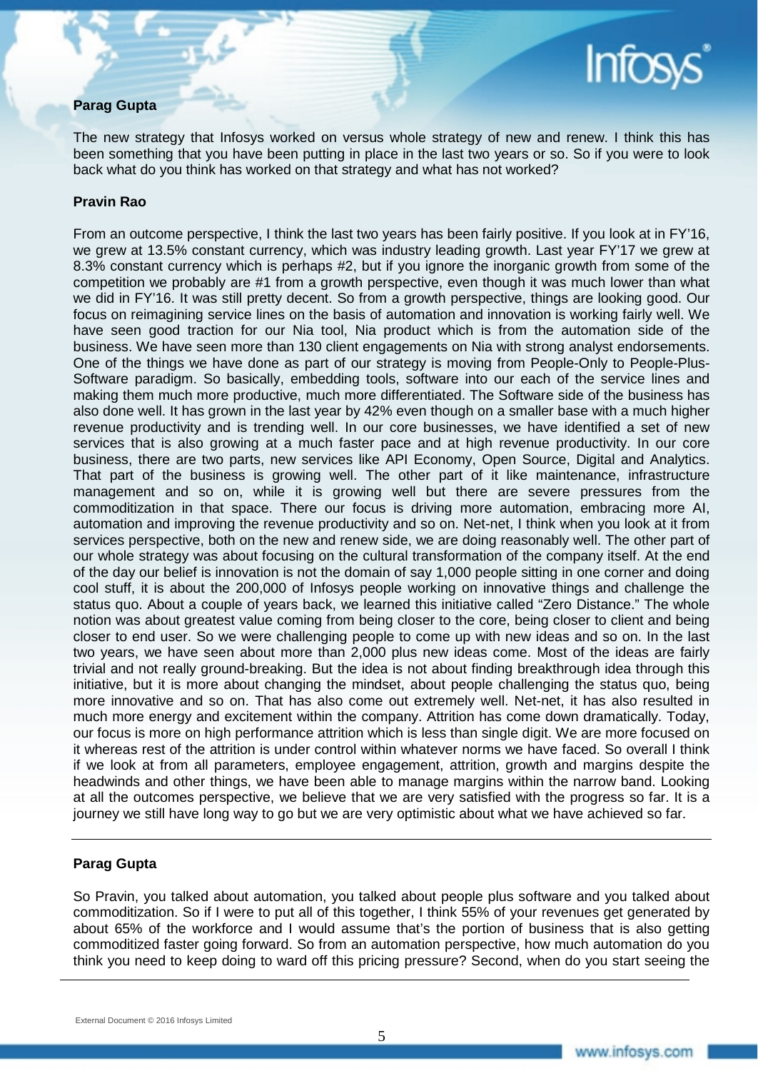**Parag Gupta**

The new strategy that Infosys worked on versus whole strategy of new and renew. I think this has been something that you have been putting in place in the last two years or so. So if you were to look back what do you think has worked on that strategy and what has not worked?

**Pravin Rao**

From an outcome perspective, I think the last two years has been fairly positive. If you look at in FY'16, we grew at 13.5% constant currency, which was industry leading growth. Last year FY'17 we grew at 8.3% constant currency which is perhaps #2, but if you ignore the inorganic growth from some of the competition we probably are #1 from a growth perspective, even though it was much lower than what we did in FY'16. It was still pretty decent. So from a growth perspective, things are looking good. Our focus on reimagining service lines on the basis of automation and innovation is working fairly well. We have seen good traction for our Nia tool, Nia product which is from the automation side of the business. We have seen more than 130 client engagements on Nia with strong analyst endorsements. One of the things we have done as part of our strategy is moving from People-Only to People-Plus-Software paradigm. So basically, embedding tools, software into our each of the service lines and making them much more productive, much more differentiated. The Software side of the business has also done well. It has grown in the last year by 42% even though on a smaller base with a much higher revenue productivity and is trending well. In our core businesses, we have identified a set of new services that is also growing at a much faster pace and at high revenue productivity. In our core business, there are two parts, new services like API Economy, Open Source, Digital and Analytics. That part of the business is growing well. The other part of it like maintenance, infrastructure management and so on, while it is growing well but there are severe pressures from the commoditization in that space. There our focus is driving more automation, embracing more AI, automation and improving the revenue productivity and so on. Net-net, I think when you look at it from services perspective, both on the new and renew side, we are doing reasonably well. The other part of our whole strategy was about focusing on the cultural transformation of the company itself. At the end of the day our belief is innovation is not the domain of say 1,000 people sitting in one corner and doing cool stuff, it is about the 200,000 of Infosys people working on innovative things and challenge the status quo. About a couple of years back, we learned this initiative called "Zero Distance." The whole notion was about greatest value coming from being closer to the core, being closer to client and being closer to end user. So we were challenging people to come up with new ideas and so on. In the last two years, we have seen about more than 2,000 plus new ideas come. Most of the ideas are fairly trivial and not really ground-breaking. But the idea is not about finding breakthrough idea through this initiative, but it is more about changing the mindset, about people challenging the status quo, being more innovative and so on. That has also come out extremely well. Net-net, it has also resulted in much more energy and excitement within the company. Attrition has come down dramatically. Today, our focus is more on high performance attrition which is less than single digit. We are more focused on it whereas rest of the attrition is under control within whatever norms we have faced. So overall I think if we look at from all parameters, employee engagement, attrition, growth and margins despite the headwinds and other things, we have been able to manage margins within the narrow band. Looking at all the outcomes perspective, we believe that we are very satisfied with the progress so far. It is a journey we still have long way to go but we are very optimistic about what we have achieved so far.

---

**Parag Gupta**

So Pravin, you talked about automation, you talked about people plus software and you talked about commoditization. So if I were to put all of this together, I think 55% of your revenues get generated by about 65% of the workforce and I would assume that's the portion of business that is also getting commoditized faster going forward. So from an automation perspective, how much automation do you think you need to keep doing to ward off this pricing pressure? Second, when do you start seeing the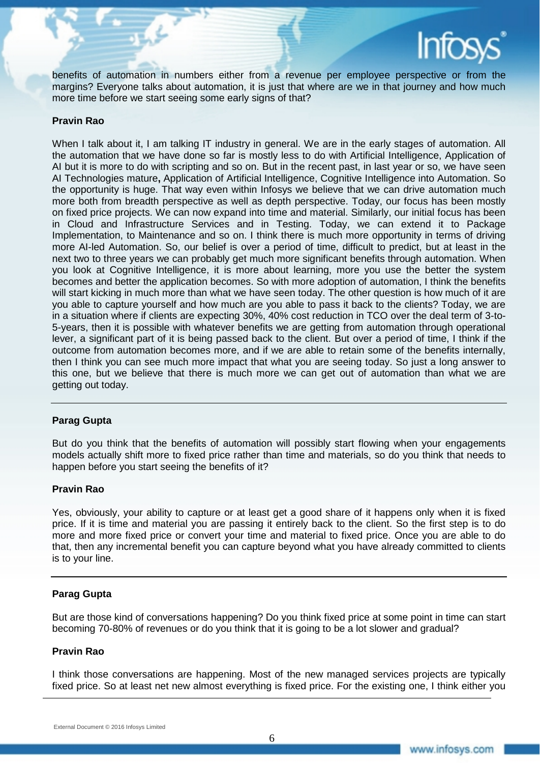benefits of automation in numbers either from a revenue per employee perspective or from the margins? Everyone talks about automation, it is just that where are we in that journey and how much more time before we start seeing some early signs of that?

**Pravin Rao**

When I talk about it, I am talking IT industry in general. We are in the early stages of automation. All the automation that we have done so far is mostly less to do with Artificial Intelligence, Application of AI but it is more to do with scripting and so on. But in the recent past, in last year or so, we have seen AI Technologies mature**,** Application of Artificial Intelligence, Cognitive Intelligence into Automation. So the opportunity is huge. That way even within Infosys we believe that we can drive automation much more both from breadth perspective as well as depth perspective. Today, our focus has been mostly on fixed price projects. We can now expand into time and material. Similarly, our initial focus has been in Cloud and Infrastructure Services and in Testing. Today, we can extend it to Package Implementation, to Maintenance and so on. I think there is much more opportunity in terms of driving more AI-led Automation. So, our belief is over a period of time, difficult to predict, but at least in the next two to three years we can probably get much more significant benefits through automation. When you look at Cognitive Intelligence, it is more about learning, more you use the better the system becomes and better the application becomes. So with more adoption of automation, I think the benefits will start kicking in much more than what we have seen today. The other question is how much of it are you able to capture yourself and how much are you able to pass it back to the clients? Today, we are in a situation where if clients are expecting 30%, 40% cost reduction in TCO over the deal term of 3-to-5-years, then it is possible with whatever benefits we are getting from automation through operational lever, a significant part of it is being passed back to the client. But over a period of time, I think if the outcome from automation becomes more, and if we are able to retain some of the benefits internally, then I think you can see much more impact that what you are seeing today. So just a long answer to this one, but we believe that there is much more we can get out of automation than what we are getting out today.

---

**Parag Gupta**

But do you think that the benefits of automation will possibly start flowing when your engagements models actually shift more to fixed price rather than time and materials, so do you think that needs to happen before you start seeing the benefits of it?

**Pravin Rao**

Yes, obviously, your ability to capture or at least get a good share of it happens only when it is fixed price. If it is time and material you are passing it entirely back to the client. So the first step is to do more and more fixed price or convert your time and material to fixed price. Once you are able to do that, then any incremental benefit you can capture beyond what you have already committed to clients is to your line.

---

**Parag Gupta**

But are those kind of conversations happening? Do you think fixed price at some point in time can start becoming 70-80% of revenues or do you think that it is going to be a lot slower and gradual?

**Pravin Rao**

I think those conversations are happening. Most of the new managed services projects are typically fixed price. So at least net new almost everything is fixed price. For the existing one, I think either you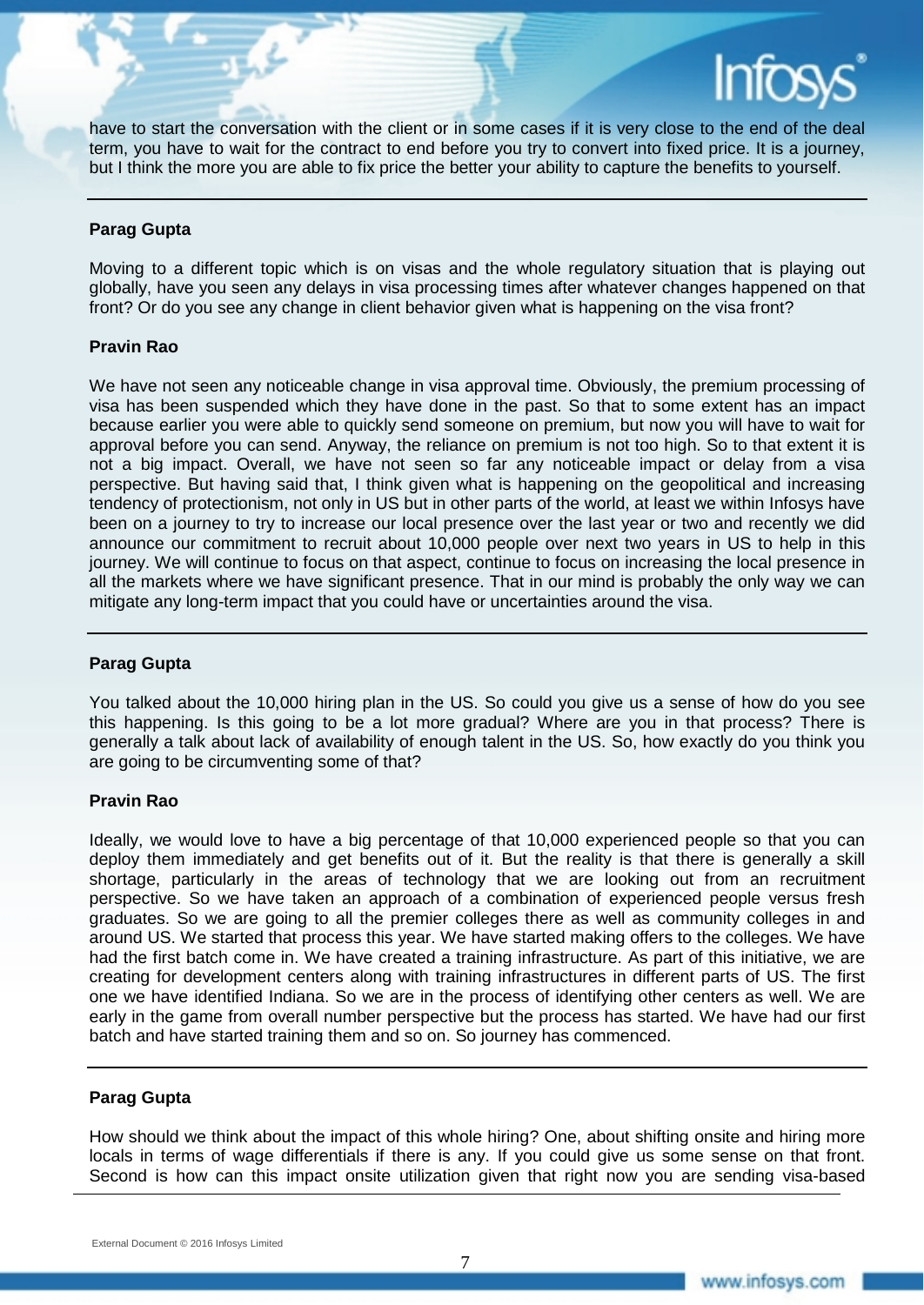have to start the conversation with the client or in some cases if it is very close to the end of the deal term, you have to wait for the contract to end before you try to convert into fixed price. It is a journey, but I think the more you are able to fix price the better your ability to capture the benefits to yourself.

---

**Parag Gupta**

Moving to a different topic which is on visas and the whole regulatory situation that is playing out globally, have you seen any delays in visa processing times after whatever changes happened on that front? Or do you see any change in client behavior given what is happening on the visa front?

**Pravin Rao**

We have not seen any noticeable change in visa approval time. Obviously, the premium processing of visa has been suspended which they have done in the past. So that to some extent has an impact because earlier you were able to quickly send someone on premium, but now you will have to wait for approval before you can send. Anyway, the reliance on premium is not too high. So to that extent it is not a big impact. Overall, we have not seen so far any noticeable impact or delay from a visa perspective. But having said that, I think given what is happening on the geopolitical and increasing tendency of protectionism, not only in US but in other parts of the world, at least we within Infosys have been on a journey to try to increase our local presence over the last year or two and recently we did announce our commitment to recruit about 10,000 people over next two years in US to help in this journey. We will continue to focus on that aspect, continue to focus on increasing the local presence in all the markets where we have significant presence. That in our mind is probably the only way we can mitigate any long-term impact that you could have or uncertainties around the visa.

---

**Parag Gupta**

You talked about the 10,000 hiring plan in the US. So could you give us a sense of how do you see this happening. Is this going to be a lot more gradual? Where are you in that process? There is generally a talk about lack of availability of enough talent in the US. So, how exactly do you think you are going to be circumventing some of that?

**Pravin Rao**

Ideally, we would love to have a big percentage of that 10,000 experienced people so that you can deploy them immediately and get benefits out of it. But the reality is that there is generally a skill shortage, particularly in the areas of technology that we are looking out from an recruitment perspective. So we have taken an approach of a combination of experienced people versus fresh graduates. So we are going to all the premier colleges there as well as community colleges in and around US. We started that process this year. We have started making offers to the colleges. We have had the first batch come in. We have created a training infrastructure. As part of this initiative, we are creating for development centers along with training infrastructures in different parts of US. The first one we have identified Indiana. So we are in the process of identifying other centers as well. We are early in the game from overall number perspective but the process has started. We have had our first batch and have started training them and so on. So journey has commenced.

---

**Parag Gupta**

How should we think about the impact of this whole hiring? One, about shifting onsite and hiring more locals in terms of wage differentials if there is any. If you could give us some sense on that front. Second is how can this impact onsite utilization given that right now you are sending visa-based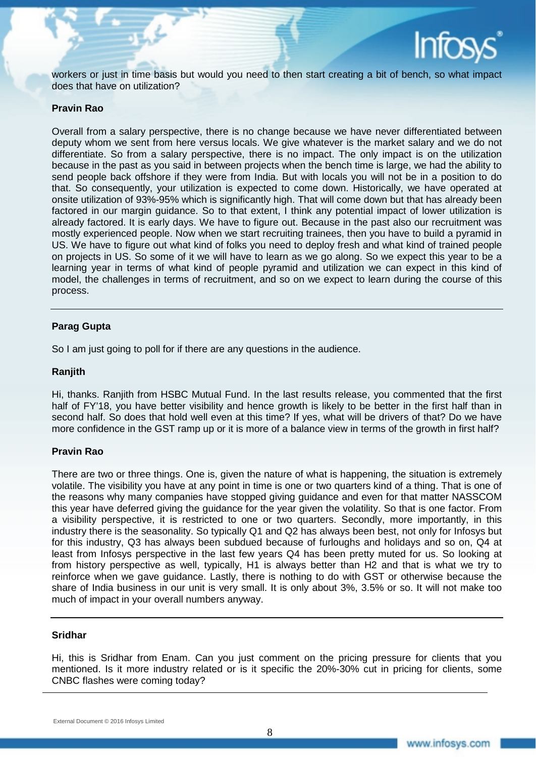workers or just in time basis but would you need to then start creating a bit of bench, so what impact does that have on utilization?

**Pravin Rao**

Overall from a salary perspective, there is no change because we have never differentiated between deputy whom we sent from here versus locals. We give whatever is the market salary and we do not differentiate. So from a salary perspective, there is no impact. The only impact is on the utilization because in the past as you said in between projects when the bench time is large, we had the ability to send people back offshore if they were from India. But with locals you will not be in a position to do that. So consequently, your utilization is expected to come down. Historically, we have operated at onsite utilization of 93%-95% which is significantly high. That will come down but that has already been factored in our margin guidance. So to that extent, I think any potential impact of lower utilization is already factored. It is early days. We have to figure out. Because in the past also our recruitment was mostly experienced people. Now when we start recruiting trainees, then you have to build a pyramid in US. We have to figure out what kind of folks you need to deploy fresh and what kind of trained people on projects in US. So some of it we will have to learn as we go along. So we expect this year to be a learning year in terms of what kind of people pyramid and utilization we can expect in this kind of model, the challenges in terms of recruitment, and so on we expect to learn during the course of this process.

---

**Parag Gupta**

So I am just going to poll for if there are any questions in the audience.

**Ranjith**

Hi, thanks. Ranjith from HSBC Mutual Fund. In the last results release, you commented that the first half of FY'18, you have better visibility and hence growth is likely to be better in the first half than in second half. So does that hold well even at this time? If yes, what will be drivers of that? Do we have more confidence in the GST ramp up or it is more of a balance view in terms of the growth in first half?

**Pravin Rao**

There are two or three things. One is, given the nature of what is happening, the situation is extremely volatile. The visibility you have at any point in time is one or two quarters kind of a thing. That is one of the reasons why many companies have stopped giving guidance and even for that matter NASSCOM this year have deferred giving the guidance for the year given the volatility. So that is one factor. From a visibility perspective, it is restricted to one or two quarters. Secondly, more importantly, in this industry there is the seasonality. So typically Q1 and Q2 has always been best, not only for Infosys but for this industry, Q3 has always been subdued because of furloughs and holidays and so on, Q4 at least from Infosys perspective in the last few years Q4 has been pretty muted for us. So looking at from history perspective as well, typically, H1 is always better than H2 and that is what we try to reinforce when we gave guidance. Lastly, there is nothing to do with GST or otherwise because the share of India business in our unit is very small. It is only about 3%, 3.5% or so. It will not make too much of impact in your overall numbers anyway.

---

**Sridhar**

Hi, this is Sridhar from Enam. Can you just comment on the pricing pressure for clients that you mentioned. Is it more industry related or is it specific the 20%-30% cut in pricing for clients, some CNBC flashes were coming today?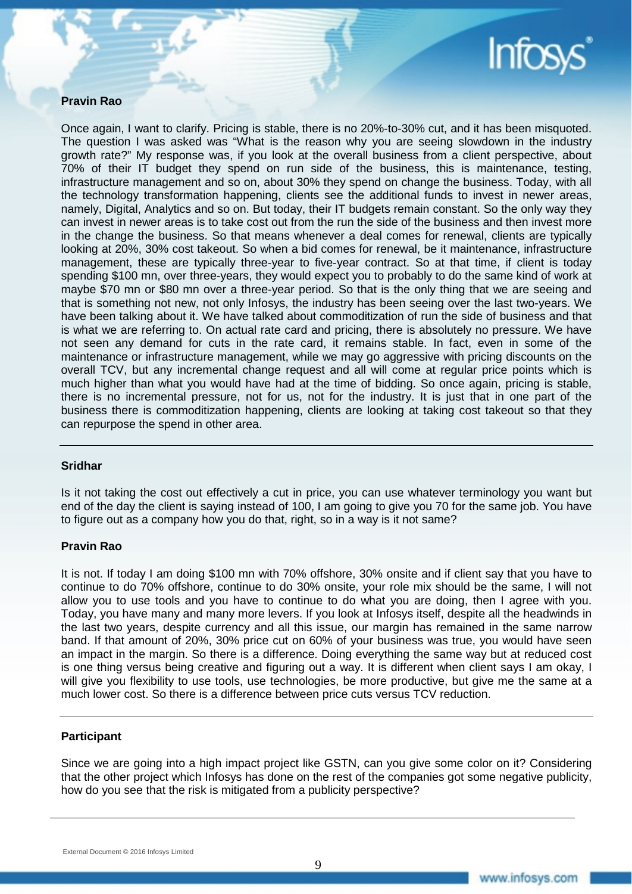**Pravin Rao**

Once again, I want to clarify. Pricing is stable, there is no 20%-to-30% cut, and it has been misquoted. The question I was asked was "What is the reason why you are seeing slowdown in the industry growth rate?" My response was, if you look at the overall business from a client perspective, about 70% of their IT budget they spend on run side of the business, this is maintenance, testing, infrastructure management and so on, about 30% they spend on change the business. Today, with all the technology transformation happening, clients see the additional funds to invest in newer areas, namely, Digital, Analytics and so on. But today, their IT budgets remain constant. So the only way they can invest in newer areas is to take cost out from the run the side of the business and then invest more in the change the business. So that means whenever a deal comes for renewal, clients are typically looking at 20%, 30% cost takeout. So when a bid comes for renewal, be it maintenance, infrastructure management, these are typically three-year to five-year contract. So at that time, if client is today spending \$100 mn, over three-years, they would expect you to probably to do the same kind of work at maybe \$70 mn or \$80 mn over a three-year period. So that is the only thing that we are seeing and that is something not new, not only Infosys, the industry has been seeing over the last two-years. We have been talking about it. We have talked about commoditization of run the side of business and that is what we are referring to. On actual rate card and pricing, there is absolutely no pressure. We have not seen any demand for cuts in the rate card, it remains stable. In fact, even in some of the maintenance or infrastructure management, while we may go aggressive with pricing discounts on the overall TCV, but any incremental change request and all will come at regular price points which is much higher than what you would have had at the time of bidding. So once again, pricing is stable, there is no incremental pressure, not for us, not for the industry. It is just that in one part of the business there is commoditization happening, clients are looking at taking cost takeout so that they can repurpose the spend in other area.

---

**Sridhar**

Is it not taking the cost out effectively a cut in price, you can use whatever terminology you want but end of the day the client is saying instead of 100, I am going to give you 70 for the same job. You have to figure out as a company how you do that, right, so in a way is it not same?

**Pravin Rao**

It is not. If today I am doing \$100 mn with 70% offshore, 30% onsite and if client say that you have to continue to do 70% offshore, continue to do 30% onsite, your role mix should be the same, I will not allow you to use tools and you have to continue to do what you are doing, then I agree with you. Today, you have many and many more levers. If you look at Infosys itself, despite all the headwinds in the last two years, despite currency and all this issue, our margin has remained in the same narrow band. If that amount of 20%, 30% price cut on 60% of your business was true, you would have seen an impact in the margin. So there is a difference. Doing everything the same way but at reduced cost is one thing versus being creative and figuring out a way. It is different when client says I am okay, I will give you flexibility to use tools, use technologies, be more productive, but give me the same at a much lower cost. So there is a difference between price cuts versus TCV reduction.

---

**Participant**

Since we are going into a high impact project like GSTN, can you give some color on it? Considering that the other project which Infosys has done on the rest of the companies got some negative publicity, how do you see that the risk is mitigated from a publicity perspective?

---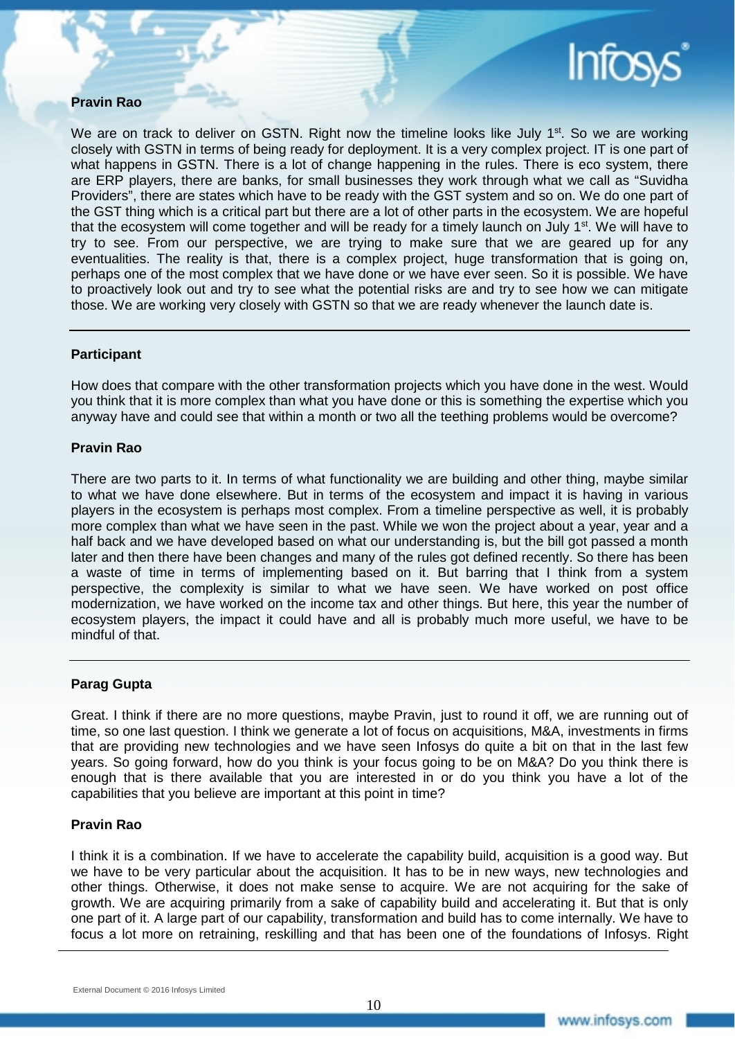**Pravin Rao**

We are on track to deliver on GSTN. Right now the timeline looks like July 1st. So we are working closely with GSTN in terms of being ready for deployment. It is a very complex project. IT is one part of what happens in GSTN. There is a lot of change happening in the rules. There is eco system, there are ERP players, there are banks, for small businesses they work through what we call as "Suvidha Providers", there are states which have to be ready with the GST system and so on. We do one part of the GST thing which is a critical part but there are a lot of other parts in the ecosystem. We are hopeful that the ecosystem will come together and will be ready for a timely launch on July 1st. We will have to try to see. From our perspective, we are trying to make sure that we are geared up for any eventualities. The reality is that, there is a complex project, huge transformation that is going on, perhaps one of the most complex that we have done or we have ever seen. So it is possible. We have to proactively look out and try to see what the potential risks are and try to see how we can mitigate those. We are working very closely with GSTN so that we are ready whenever the launch date is.

---

**Participant**

How does that compare with the other transformation projects which you have done in the west. Would you think that it is more complex than what you have done or this is something the expertise which you anyway have and could see that within a month or two all the teething problems would be overcome?

**Pravin Rao**

There are two parts to it. In terms of what functionality we are building and other thing, maybe similar to what we have done elsewhere. But in terms of the ecosystem and impact it is having in various players in the ecosystem is perhaps most complex. From a timeline perspective as well, it is probably more complex than what we have seen in the past. While we won the project about a year, year and a half back and we have developed based on what our understanding is, but the bill got passed a month later and then there have been changes and many of the rules got defined recently. So there has been a waste of time in terms of implementing based on it. But barring that I think from a system perspective, the complexity is similar to what we have seen. We have worked on post office modernization, we have worked on the income tax and other things. But here, this year the number of ecosystem players, the impact it could have and all is probably much more useful, we have to be mindful of that.

---

**Parag Gupta**

Great. I think if there are no more questions, maybe Pravin, just to round it off, we are running out of time, so one last question. I think we generate a lot of focus on acquisitions, M&A, investments in firms that are providing new technologies and we have seen Infosys do quite a bit on that in the last few years. So going forward, how do you think is your focus going to be on M&A? Do you think there is enough that is there available that you are interested in or do you think you have a lot of the capabilities that you believe are important at this point in time?

**Pravin Rao**

I think it is a combination. If we have to accelerate the capability build, acquisition is a good way. But we have to be very particular about the acquisition. It has to be in new ways, new technologies and other things. Otherwise, it does not make sense to acquire. We are not acquiring for the sake of growth. We are acquiring primarily from a sake of capability build and accelerating it. But that is only one part of it. A large part of our capability, transformation and build has to come internally. We have to focus a lot more on retraining, reskilling and that has been one of the foundations of Infosys. Right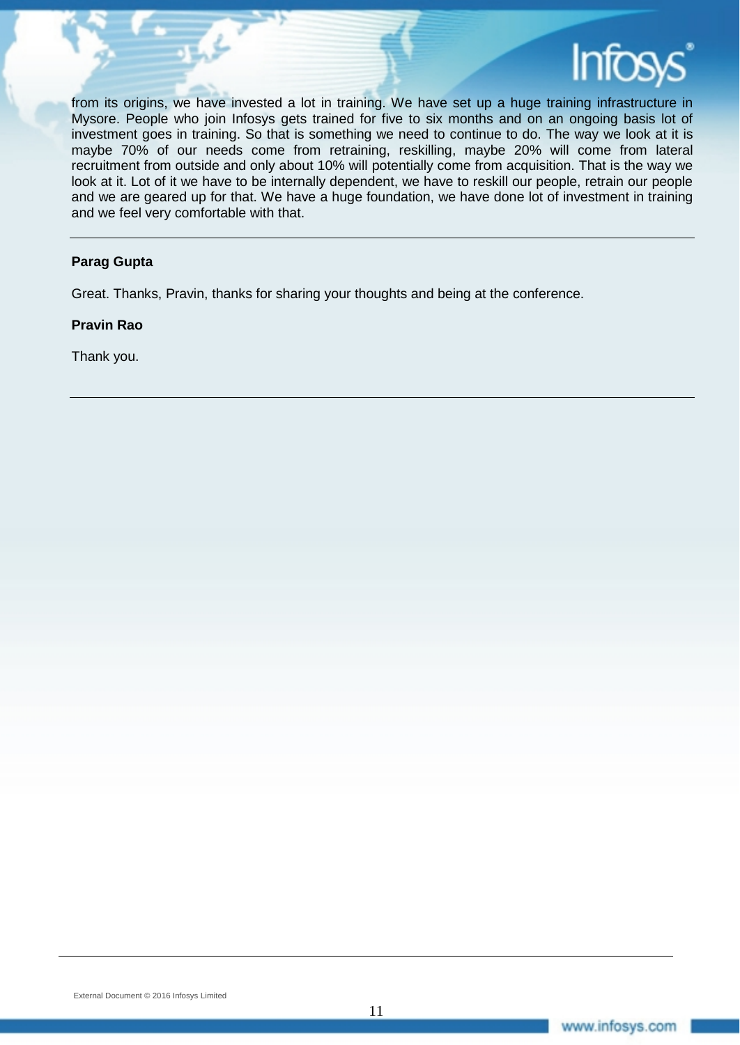from its origins, we have invested a lot in training. We have set up a huge training infrastructure in Mysore. People who join Infosys gets trained for five to six months and on an ongoing basis lot of investment goes in training. So that is something we need to continue to do. The way we look at it is maybe 70% of our needs come from retraining, reskilling, maybe 20% will come from lateral recruitment from outside and only about 10% will potentially come from acquisition. That is the way we look at it. Lot of it we have to be internally dependent, we have to reskill our people, retrain our people and we are geared up for that. We have a huge foundation, we have done lot of investment in training and we feel very comfortable with that.

---

**Parag Gupta**

Great. Thanks, Pravin, thanks for sharing your thoughts and being at the conference.

**Pravin Rao**

Thank you.

---